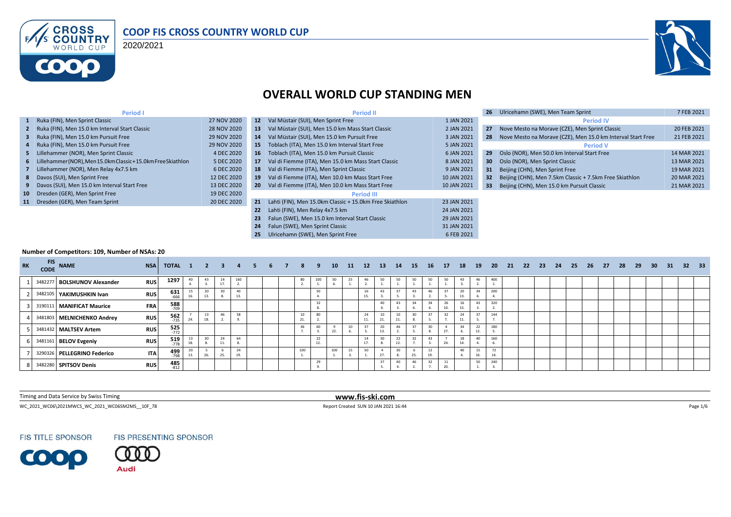# COOP FIS CROSS COUNTRY WORLD CUP

2020/2021

## OVERALL WORLD CUP STANDING MEN

### Period I

| # | Event | Date |
|---|---|---|
| 1 | Ruka (FIN), Men Sprint Classic | 27 NOV 2020 |
| 2 | Ruka (FIN), Men 15.0 km Interval Start Classic | 28 NOV 2020 |
| 3 | Ruka (FIN), Men 15.0 km Pursuit Free | 29 NOV 2020 |
| 4 | Ruka (FIN), Men 15.0 km Pursuit Free | 29 NOV 2020 |
| 5 | Lillehammer (NOR), Men Sprint Classic | 4 DEC 2020 |
| 6 | Lillehammer(NOR),Men15.0kmClassic+15.0kmFreeSkiathlon | 5 DEC 2020 |
| 7 | Lillehammer (NOR), Men Relay 4x7.5 km | 6 DEC 2020 |
| 8 | Davos (SUI), Men Sprint Free | 12 DEC 2020 |
| 9 | Davos (SUI), Men 15.0 km Interval Start Free | 13 DEC 2020 |
| 10 | Dresden (GER), Men Sprint Free | 19 DEC 2020 |
| 11 | Dresden (GER), Men Team Sprint | 20 DEC 2020 |

### Period II

| # | Event | Date |
|---|---|---|
| 12 | Val Müstair (SUI), Men Sprint Free | 1 JAN 2021 |
| 13 | Val Müstair (SUI), Men 15.0 km Mass Start Classic | 2 JAN 2021 |
| 14 | Val Müstair (SUI), Men 15.0 km Pursuit Free | 3 JAN 2021 |
| 15 | Toblach (ITA), Men 15.0 km Interval Start Free | 5 JAN 2021 |
| 16 | Toblach (ITA), Men 15.0 km Pursuit Classic | 6 JAN 2021 |
| 17 | Val di Fiemme (ITA), Men 15.0 km Mass Start Classic | 8 JAN 2021 |
| 18 | Val di Fiemme (ITA), Men Sprint Classic | 9 JAN 2021 |
| 19 | Val di Fiemme (ITA), Men 10.0 km Mass Start Free | 10 JAN 2021 |
| 20 | Val di Fiemme (ITA), Men 10.0 km Mass Start Free | 10 JAN 2021 |

### Period III

| # | Event | Date |
|---|---|---|
| 21 | Lahti (FIN), Men 15.0km Classic + 15.0km Free Skiathlon | 23 JAN 2021 |
| 22 | Lahti (FIN), Men Relay 4x7.5 km | 24 JAN 2021 |
| 23 | Falun (SWE), Men 15.0 km Interval Start Classic | 29 JAN 2021 |
| 24 | Falun (SWE), Men Sprint Classic | 31 JAN 2021 |
| 25 | Ulricehamn (SWE), Men Sprint Free | 6 FEB 2021 |
| 26 | Ulricehamn (SWE), Men Team Sprint | 7 FEB 2021 |

### Period IV

| # | Event | Date |
|---|---|---|
| 27 | Nove Mesto na Morave (CZE), Men Sprint Classic | 20 FEB 2021 |
| 28 | Nove Mesto na Morave (CZE), Men 15.0 km Interval Start Free | 21 FEB 2021 |

### Period V

| # | Event | Date |
|---|---|---|
| 29 | Oslo (NOR), Men 50.0 km Interval Start Free | 14 MAR 2021 |
| 30 | Oslo (NOR), Men Sprint Classic | 13 MAR 2021 |
| 31 | Beijing (CHN), Men Sprint Free | 19 MAR 2021 |
| 32 | Beijing (CHN), Men 7.5km Classic + 7.5km Free Skiathlon | 20 MAR 2021 |
| 33 | Beijing (CHN), Men 15.0 km Pursuit Classic | 21 MAR 2021 |

**Number of Competitors: 109, Number of NSAs: 20**

| RK | FIS CODE | NAME | NSA | TOTAL | 1 | 2 | 3 | 4 | 5 | 6 | 7 | 8 | 9 | 10 | 11 | 12 | 13 | 14 | 15 | 16 | 17 | 18 | 19 | 20 | 21 | 22 | 23 | 24 | 25 | 26 | 27 | 28 | 29 | 30 | 31 | 32 | 33 |
|---|---|---|---|---|---|---|---|---|---|---|---|---|---|---|---|---|---|---|---|---|---|---|---|---|---|---|---|---|---|---|---|---|---|---|---|---|---|
| 1 | 3482277 | **BOLSHUNOV Alexander** | RUS | 1297 | 40 4. | 43 3. | 14 17. | 160 2. | | | | 80 2. | 100 1. | 50 4. | 25 1. | 46 2. | 50 1. | 50 1. | 50 1. | 50 1. | 50 1. | 43 3. | 46 2. | 400 1. | | | | | | | | | | | | | |
| 2 | 3482105 | **YAKIMUSHKIN Ivan** | RUS | 631 -666 | 15 16. | 20 13. | 30 8. | 40 13. | | | | | 50 4. | | | 16 15. | 43 3. | 37 5. | 43 3. | 46 2. | 37 5. | 20 13. | 34 6. | 200 4. | | | | | | | | | | | | | |
| 3 | 3190111 | **MANIFICAT Maurice** | FRA | 588 -709 | | | | | | | | | 32 8. | | | | 40 4. | 43 3. | 34 6. | 34 6. | 26 10. | 16 15. | 43 3. | 320 2. | | | | | | | | | | | | | |
| 4 | 3481803 | **MELNICHENKO Andrey** | RUS | 562 -735 | 7 24. | 13 18. | 46 2. | 58 9. | | | | 10 21. | 80 2. | | | 24 11. | 10 21. | 10 21. | 30 8. | 37 5. | 32 7. | 24 11. | 37 5. | 144 7. | | | | | | | | | | | | | |
| 5 | 3481432 | **MALTSEV Artem** | RUS | 525 -772 | | | | | | | | 36 7. | 60 3. | 9 22. | 10 6. | 37 5. | 20 13. | 46 2. | 37 5. | 30 8. | 4 27. | 34 6. | 22 12. | 180 5. | | | | | | | | | | | | | |
| 6 | 3481161 | **BELOV Evgeniy** | RUS | 519 -778 | 13 18. | 30 8. | 24 11. | 64 8. | | | | | 22 12. | | | 14 17. | 30 8. | 22 12. | 32 7. | 43 3. | 7 24. | 18 14. | 40 4. | 160 6. | | | | | | | | | | | | | |
| 7 | 3290326 | **PELLEGRINO Federico** | ITA | 499 -798 | 20 13. | 5 26. | 6 25. | 24 19. | | | | 100 1. | | 100 1. | 15 3. | 50 1. | 4 27. | 30 8. | 6 25. | 12 19. | | 40 4. | 15 16. | 72 14. | | | | | | | | | | | | | |
| 8 | 3482280 | **SPITSOV Denis** | RUS | 485 -812 | | | | | | | | | 29 9. | | | | 37 5. | 40 4. | 46 2. | 32 7. | 11 20. | | 50 1. | 240 3. | | | | | | | | | | | | | |

Timing and Data Service by Swiss Timing

www.fis-ski.com

WC_2021_WC06\2021MWCS_WC_2021_WC06SM2MS__10F_78

Report Created SUN 10 JAN 2021 16:44

FIS TITLE SPONSOR

FIS PRESENTING SPONSOR

Audi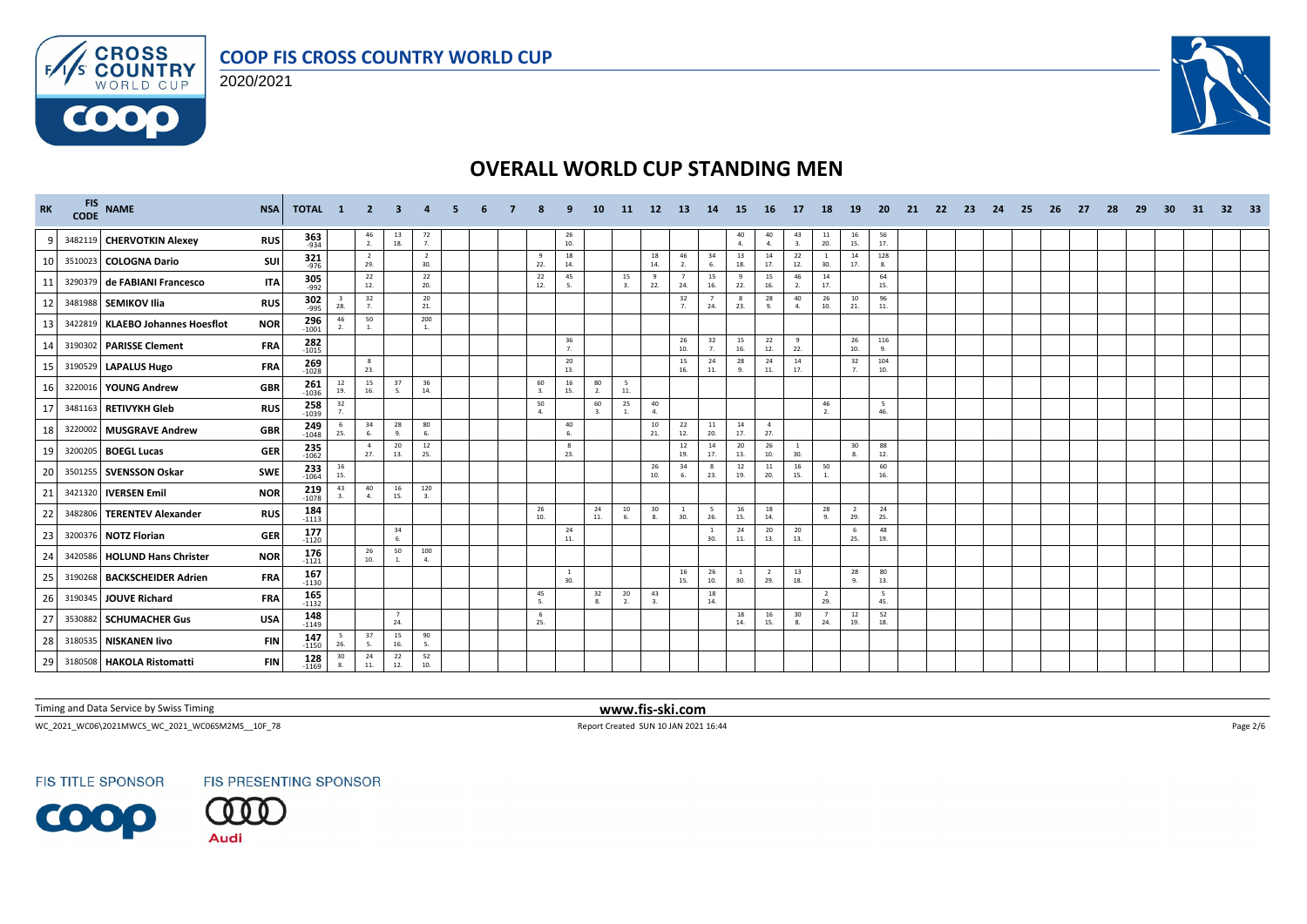# COOP FIS CROSS COUNTRY WORLD CUP

2020/2021

## OVERALL WORLD CUP STANDING MEN

| RK | FIS CODE | NAME | NSA | TOTAL | 1 | 2 | 3 | 4 | 5 | 6 | 7 | 8 | 9 | 10 | 11 | 12 | 13 | 14 | 15 | 16 | 17 | 18 | 19 | 20 | 21 | 22 | 23 | 24 | 25 | 26 | 27 | 28 | 29 | 30 | 31 | 32 | 33 |
|---|---|---|---|---|---|---|---|---|---|---|---|---|---|---|---|---|---|---|---|---|---|---|---|---|---|---|---|---|---|---|---|---|---|---|---|---|---|
| 9 | 3482119 | CHERVOTKIN Alexey | RUS | 363 -934 | | 46 2. | 13 18. | 72 7. | | | | | 26 10. | | | | | | 40 4. | 40 4. | 43 3. | 11 20. | 16 15. | 56 17. | | | | | | | | | | | | | |
| 10 | 3510023 | COLOGNA Dario | SUI | 321 -976 | | 2 29. | | 2 30. | | | | 9 22. | 18 14. | | | 18 14. | 46 2. | 34 6. | 13 18. | 14 17. | 22 12. | 1 30. | 14 17. | 128 8. | | | | | | | | | | | | | |
| 11 | 3290379 | de FABIANI Francesco | ITA | 305 -992 | | 22 12. | | 22 20. | | | | 22 12. | 45 5. | | 15 3. | 9 22. | 7 24. | 15 16. | 9 22. | 15 16. | 46 2. | 14 17. | | 64 15. | | | | | | | | | | | | | |
| 12 | 3481988 | SEMIKOV Ilia | RUS | 302 -995 | 3 28. | 32 7. | | 20 21. | | | | | | | | | 32 7. | 7 24. | 8 23. | 28 9. | 40 4. | 26 10. | 10 21. | 96 11. | | | | | | | | | | | | | |
| 13 | 3422819 | KLAEBO Johannes Hoesflot | NOR | 296 -1001 | 46 2. | 50 1. | | 200 1. | | | | | | | | | | | | | | | | | | | | | | | | | | | | | |
| 14 | 3190302 | PARISSE Clement | FRA | 282 -1015 | | | | | | | | | 36 7. | | | | 26 10. | 32 7. | 15 16. | 22 12. | 9 22. | | 26 10. | 116 9. | | | | | | | | | | | | | |
| 15 | 3190529 | LAPALUS Hugo | FRA | 269 -1028 | | 8 23. | | | | | | | 20 13. | | | | 15 16. | 24 11. | 28 9. | 24 11. | 14 17. | | 32 7. | 104 10. | | | | | | | | | | | | | |
| 16 | 3220016 | YOUNG Andrew | GBR | 261 -1036 | 12 19. | 15 16. | 37 5. | 36 14. | | | | 60 3. | 16 15. | 80 2. | 5 11. | | | | | | | | | | | | | | | | | | | | | | |
| 17 | 3481163 | RETIVYKH Gleb | RUS | 258 -1039 | 32 7. | | | | | | | 50 4. | | 60 3. | 25 1. | 40 4. | | | | | | 46 2. | | 5 46. | | | | | | | | | | | | | |
| 18 | 3220002 | MUSGRAVE Andrew | GBR | 249 -1048 | 6 25. | 34 6. | 28 9. | 80 6. | | | | | 40 6. | | | 10 21. | 22 12. | 11 20. | 14 17. | 4 27. | | | | | | | | | | | | | | | | | |
| 19 | 3200205 | BOEGL Lucas | GER | 235 -1062 | | 4 27. | 20 13. | 12 25. | | | | | 8 23. | | | | 12 19. | 14 17. | 20 13. | 26 10. | 1 30. | | 30 8. | 88 12. | | | | | | | | | | | | | |
| 20 | 3501255 | SVENSSON Oskar | SWE | 233 -1064 | 16 15. | | | | | | | | | | | 26 10. | 34 6. | 8 23. | 12 19. | 11 20. | 16 15. | 50 1. | | 60 16. | | | | | | | | | | | | | |
| 21 | 3421320 | IVERSEN Emil | NOR | 219 -1078 | 43 3. | 40 4. | 16 15. | 120 3. | | | | | | | | | | | | | | | | | | | | | | | | | | | | | |
| 22 | 3482806 | TERENTEV Alexander | RUS | 184 -1113 | | | | | | | | 26 10. | | 24 11. | 10 6. | 30 8. | 1 30. | 5 26. | 16 15. | 18 14. | | 28 9. | 2 29. | 24 25. | | | | | | | | | | | | | |
| 23 | 3200376 | NOTZ Florian | GER | 177 -1120 | | | 34 6. | | | | | | 24 11. | | | | | 1 30. | 24 11. | 20 13. | 20 13. | | 6 25. | 48 19. | | | | | | | | | | | | | |
| 24 | 3420586 | HOLUND Hans Christer | NOR | 176 -1121 | | 26 10. | 50 1. | 100 4. | | | | | | | | | | | | | | | | | | | | | | | | | | | | | |
| 25 | 3190268 | BACKSCHEIDER Adrien | FRA | 167 -1130 | | | | | | | | | 1 30. | | | | 16 15. | 26 10. | 1 30. | 2 29. | 13 18. | | 28 9. | 80 13. | | | | | | | | | | | | | |
| 26 | 3190345 | JOUVE Richard | FRA | 165 -1132 | | | | | | | | 45 5. | | 32 8. | 20 2. | 43 3. | | 18 14. | | | | 2 29. | | 5 45. | | | | | | | | | | | | | |
| 27 | 3530882 | SCHUMACHER Gus | USA | 148 -1149 | | | 7 24. | | | | | 6 25. | | | | | | | 18 14. | 16 15. | 30 8. | 7 24. | 12 19. | 52 18. | | | | | | | | | | | | | |
| 28 | 3180535 | NISKANEN Iivo | FIN | 147 -1150 | 5 26. | 37 5. | 15 16. | 90 5. | | | | | | | | | | | | | | | | | | | | | | | | | | | | | |
| 29 | 3180508 | HAKOLA Ristomatti | FIN | 128 -1169 | 30 8. | 24 11. | 22 12. | 52 10. | | | | | | | | | | | | | | | | | | | | | | | | | | | | | |

Timing and Data Service by Swiss Timing

www.fis-ski.com

WC_2021_WC06\2021MWCS_WC_2021_WC06SM2MS__10F_78

Report Created SUN 10 JAN 2021 16:44

FIS TITLE SPONSOR

FIS PRESENTING SPONSOR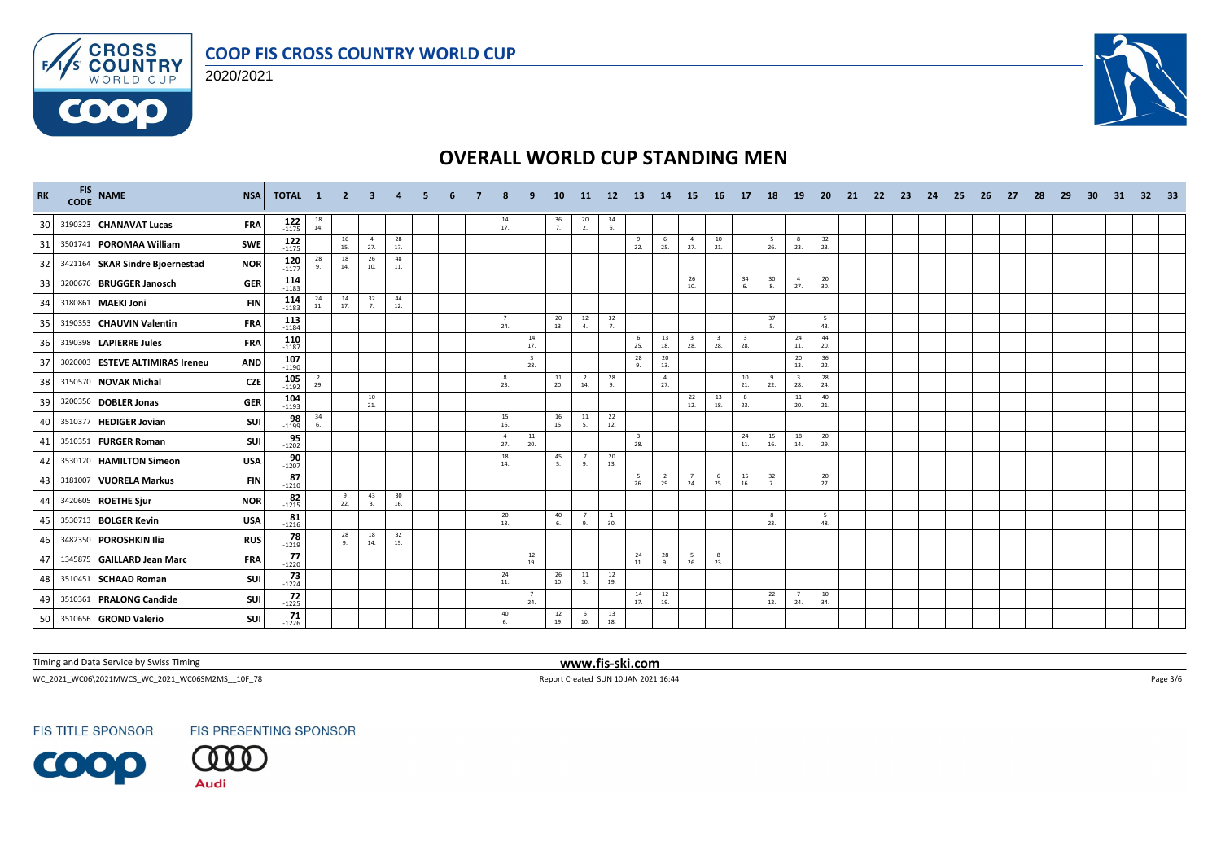# COOP FIS CROSS COUNTRY WORLD CUP

2020/2021

## OVERALL WORLD CUP STANDING MEN

| RK | FIS CODE | NAME | NSA | TOTAL | 1 | 2 | 3 | 4 | 5 | 6 | 7 | 8 | 9 | 10 | 11 | 12 | 13 | 14 | 15 | 16 | 17 | 18 | 19 | 20 | 21 | 22 | 23 | 24 | 25 | 26 | 27 | 28 | 29 | 30 | 31 | 32 | 33 |
|---|---|---|---|---|---|---|---|---|---|---|---|---|---|---|---|---|---|---|---|---|---|---|---|---|---|---|---|---|---|---|---|---|---|---|---|---|---|
| 30 | 3190323 | CHANAVAT Lucas | FRA | 122 -1175 | 18 14. | | | | | | | 14 17. | | 36 7. | 20 2. | 34 6. | | | | | | | | | | | | | | | | | | | | | |
| 31 | 3501741 | POROMAA William | SWE | 122 -1175 | | 16 15. | 4 27. | 28 17. | | | | | | | | | 9 22. | 6 25. | 4 27. | 10 21. | | 5 26. | 8 23. | 32 23. | | | | | | | | | | | | | |
| 32 | 3421164 | SKAR Sindre Bjoernestad | NOR | 120 -1177 | 28 9. | 18 14. | 26 10. | 48 11. | | | | | | | | | | | | | | | | | | | | | | | | | | | | | |
| 33 | 3200676 | BRUGGER Janosch | GER | 114 -1183 | | | | | | | | | | | | | | | 26 10. | | 34 6. | 30 8. | 4 27. | 20 30. | | | | | | | | | | | | | |
| 34 | 3180861 | MAEKI Joni | FIN | 114 -1183 | 24 11. | 14 17. | 32 7. | 44 12. | | | | | | | | | | | | | | | | | | | | | | | | | | | | | |
| 35 | 3190353 | CHAUVIN Valentin | FRA | 113 -1184 | | | | | | | | 7 24. | | 20 13. | 12 4. | 32 7. | | | | | | 37 5. | | 5 43. | | | | | | | | | | | | | |
| 36 | 3190398 | LAPIERRE Jules | FRA | 110 -1187 | | | | | | | | | 14 17. | | | | 6 25. | 13 18. | 3 28. | 3 28. | 3 28. | | 24 11. | 44 20. | | | | | | | | | | | | | |
| 37 | 3020003 | ESTEVE ALTIMIRAS Ireneu | AND | 107 -1190 | | | | | | | | | 3 28. | | | | 28 9. | 20 13. | | | | | 20 13. | 36 22. | | | | | | | | | | | | | |
| 38 | 3150570 | NOVAK Michal | CZE | 105 -1192 | 2 29. | | | | | | | 8 23. | | 11 20. | 2 14. | 28 9. | | 4 27. | | | 10 21. | 9 22. | 3 28. | 28 24. | | | | | | | | | | | | | |
| 39 | 3200356 | DOBLER Jonas | GER | 104 -1193 | | | 10 21. | | | | | | | | | | | | 22 12. | 13 18. | 8 23. | | 11 20. | 40 21. | | | | | | | | | | | | | |
| 40 | 3510377 | HEDIGER Jovian | SUI | 98 -1199 | 34 6. | | | | | | | 15 16. | | 16 15. | 11 5. | 22 12. | | | | | | | | | | | | | | | | | | | | | |
| 41 | 3510351 | FURGER Roman | SUI | 95 -1202 | | | | | | | | 4 27. | 11 20. | | | | 3 28. | | | | 24 11. | 15 16. | 18 14. | 20 29. | | | | | | | | | | | | | |
| 42 | 3530120 | HAMILTON Simeon | USA | 90 -1207 | | | | | | | | 18 14. | | 45 5. | 7 9. | 20 13. | | | | | | | | | | | | | | | | | | | | | |
| 43 | 3181007 | VUORELA Markus | FIN | 87 -1210 | | | | | | | | | | | | | 5 26. | 2 29. | 7 24. | 6 25. | 15 16. | 32 7. | | 20 27. | | | | | | | | | | | | | |
| 44 | 3420605 | ROETHE Sjur | NOR | 82 -1215 | | 9 22. | 43 3. | 30 16. | | | | | | | | | | | | | | | | | | | | | | | | | | | | | |
| 45 | 3530713 | BOLGER Kevin | USA | 81 -1216 | | | | | | | | 20 13. | | 40 6. | 7 9. | 1 30. | | | | | | 8 23. | | 5 48. | | | | | | | | | | | | | |
| 46 | 3482350 | POROSHKIN Ilia | RUS | 78 -1219 | | 28 9. | 18 14. | 32 15. | | | | | | | | | | | | | | | | | | | | | | | | | | | | | |
| 47 | 1345875 | GAILLARD Jean Marc | FRA | 77 -1220 | | | | | | | | | 12 19. | | | | 24 11. | 28 9. | 5 26. | 8 23. | | | | | | | | | | | | | | | | | |
| 48 | 3510451 | SCHAAD Roman | SUI | 73 -1224 | | | | | | | | 24 11. | | 26 10. | 11 5. | 12 19. | | | | | | | | | | | | | | | | | | | | | |
| 49 | 3510361 | PRALONG Candide | SUI | 72 -1225 | | | | | | | | | 7 24. | | | | 14 17. | 12 19. | | | | 22 12. | 7 24. | 10 34. | | | | | | | | | | | | | |
| 50 | 3510656 | GROND Valerio | SUI | 71 -1226 | | | | | | | | 40 6. | | 12 19. | 6 10. | 13 18. | | | | | | | | | | | | | | | | | | | | | |

Timing and Data Service by Swiss Timing

www.fis-ski.com

WC_2021_WC06\2021MWCS_WC_2021_WC06SM2MS__10F_78

Report Created SUN 10 JAN 2021 16:44

FIS TITLE SPONSOR — FIS PRESENTING SPONSOR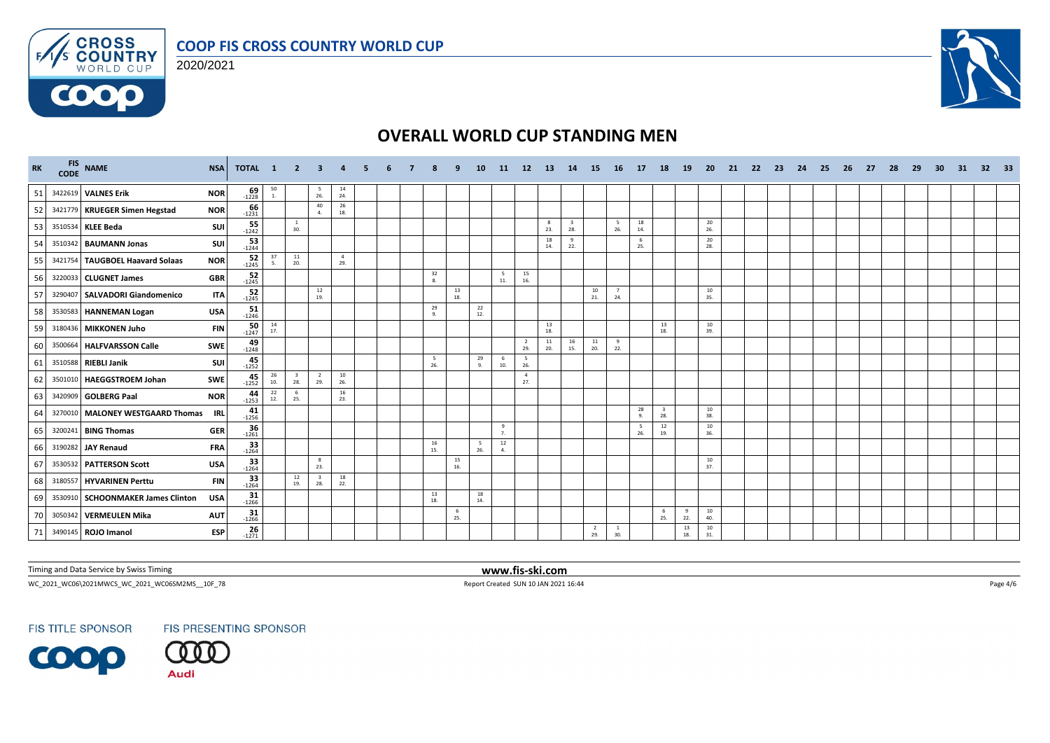# COOP FIS CROSS COUNTRY WORLD CUP

2020/2021

## OVERALL WORLD CUP STANDING MEN

| RK | FIS CODE | NAME | NSA | TOTAL | 1 | 2 | 3 | 4 | 5 | 6 | 7 | 8 | 9 | 10 | 11 | 12 | 13 | 14 | 15 | 16 | 17 | 18 | 19 | 20 | 21 | 22 | 23 | 24 | 25 | 26 | 27 | 28 | 29 | 30 | 31 | 32 | 33 |
|---|---|---|---|---|---|---|---|---|---|---|---|---|---|---|---|---|---|---|---|---|---|---|---|---|---|---|---|---|---|---|---|---|---|---|---|---|---|
| 51 | 3422619 | VALNES Erik | NOR | 69 -1228 | 50 1. | | 5 26. | 14 24. | | | | | | | | | | | | | | | | | | | | | | | | | | | | | |
| 52 | 3421779 | KRUEGER Simen Hegstad | NOR | 66 -1231 | | | 40 4. | 26 18. | | | | | | | | | | | | | | | | | | | | | | | | | | | | | |
| 53 | 3510534 | KLEE Beda | SUI | 55 -1242 | | 1 30. | | | | | | | | | | | 8 23. | 3 28. | | 5 26. | 18 14. | | | 20 26. | | | | | | | | | | | | | |
| 54 | 3510342 | BAUMANN Jonas | SUI | 53 -1244 | | | | | | | | | | | | | 18 14. | 9 22. | | | 6 25. | | | 20 28. | | | | | | | | | | | | | |
| 55 | 3421754 | TAUGBOEL Haavard Solaas | NOR | 52 -1245 | 37 5. | 11 20. | | 4 29. | | | | | | | | | | | | | | | | | | | | | | | | | | | | | |
| 56 | 3220033 | CLUGNET James | GBR | 52 -1245 | | | | | | | | 32 8. | | | 5 11. | 15 16. | | | | | | | | | | | | | | | | | | | | | |
| 57 | 3290407 | SALVADORI Giandomenico | ITA | 52 -1245 | | | 12 19. | | | | | | 13 18. | | | | | | 10 21. | 7 24. | | | | 10 35. | | | | | | | | | | | | | |
| 58 | 3530583 | HANNEMAN Logan | USA | 51 -1246 | | | | | | | | 29 9. | | 22 12. | | | | | | | | | | | | | | | | | | | | | | | |
| 59 | 3180436 | MIKKONEN Juho | FIN | 50 -1247 | 14 17. | | | | | | | | | | | | 13 18. | | | | | 13 18. | | 10 39. | | | | | | | | | | | | | |
| 60 | 3500664 | HALFVARSSON Calle | SWE | 49 -1248 | | | | | | | | | | | | 2 29. | 11 20. | 16 15. | 11 20. | 9 22. | | | | | | | | | | | | | | | | | |
| 61 | 3510588 | RIEBLI Janik | SUI | 45 -1252 | | | | | | | | 5 26. | | 29 9. | 6 10. | 5 26. | | | | | | | | | | | | | | | | | | | | | |
| 62 | 3501010 | HAEGGSTROEM Johan | SWE | 45 -1252 | 26 10. | 3 28. | 2 29. | 10 26. | | | | | | | | 4 27. | | | | | | | | | | | | | | | | | | | | | |
| 63 | 3420909 | GOLBERG Paal | NOR | 44 -1253 | 22 12. | 6 25. | | 16 23. | | | | | | | | | | | | | | | | | | | | | | | | | | | | | |
| 64 | 3270010 | MALONEY WESTGAARD Thomas | IRL | 41 -1256 | | | | | | | | | | | | | | | | | 28 9. | 3 28. | | 10 38. | | | | | | | | | | | | | |
| 65 | 3200241 | BING Thomas | GER | 36 -1261 | | | | | | | | | | | 9 7. | | | | | | 5 26. | 12 19. | | 10 36. | | | | | | | | | | | | | |
| 66 | 3190282 | JAY Renaud | FRA | 33 -1264 | | | | | | | | 16 15. | | 5 26. | 12 4. | | | | | | | | | | | | | | | | | | | | | | |
| 67 | 3530532 | PATTERSON Scott | USA | 33 -1264 | | | 8 23. | | | | | | 15 16. | | | | | | | | | | | 10 37. | | | | | | | | | | | | | |
| 68 | 3180557 | HYVARINEN Perttu | FIN | 33 -1264 | | 12 19. | 3 28. | 18 22. | | | | | | | | | | | | | | | | | | | | | | | | | | | | | |
| 69 | 3530910 | SCHOONMAKER James Clinton | USA | 31 -1266 | | | | | | | | 13 18. | | 18 14. | | | | | | | | | | | | | | | | | | | | | | | |
| 70 | 3050342 | VERMEULEN Mika | AUT | 31 -1266 | | | | | | | | | 6 25. | | | | | | | | | 6 25. | 9 22. | 10 40. | | | | | | | | | | | | | |
| 71 | 3490145 | ROJO Imanol | ESP | 26 -1271 | | | | | | | | | | | | | | | 2 29. | 1 30. | | | 13 18. | 10 31. | | | | | | | | | | | | | |

Timing and Data Service by Swiss Timing

www.fis-ski.com

WC_2021_WC06\2021MWCS_WC_2021_WC06SM2MS__10F_78

Report Created SUN 10 JAN 2021 16:44

FIS TITLE SPONSOR

FIS PRESENTING SPONSOR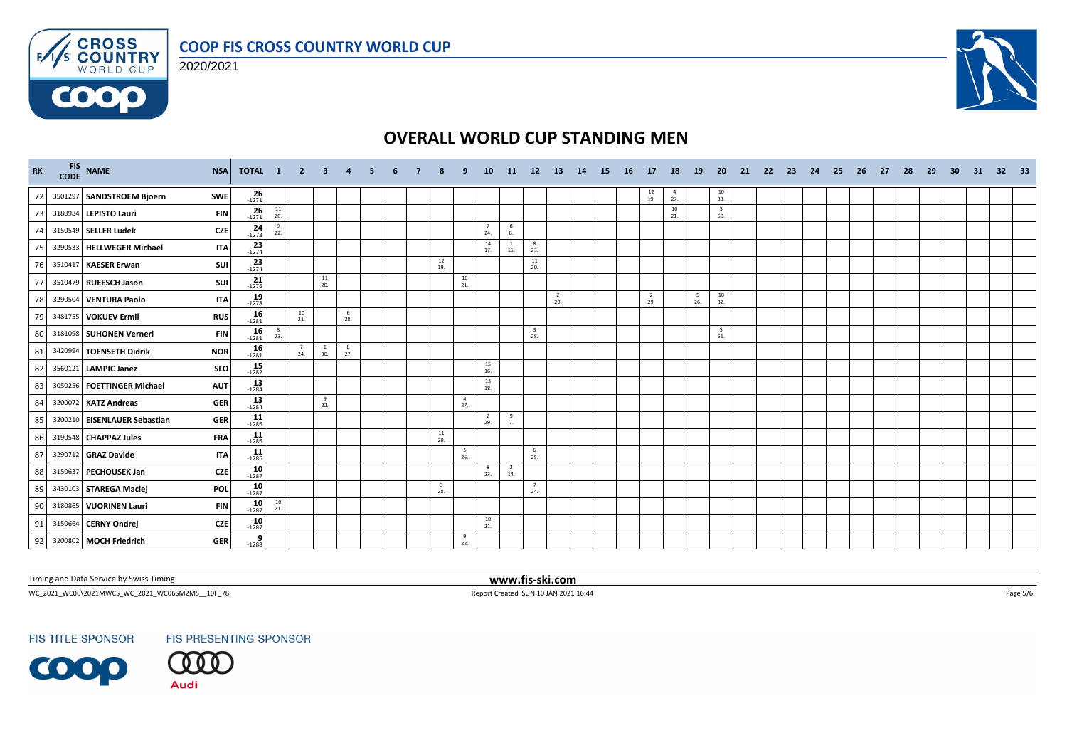# COOP FIS CROSS COUNTRY WORLD CUP

2020/2021

## OVERALL WORLD CUP STANDING MEN

| RK | FIS CODE | NAME | NSA | TOTAL | 1 | 2 | 3 | 4 | 5 | 6 | 7 | 8 | 9 | 10 | 11 | 12 | 13 | 14 | 15 | 16 | 17 | 18 | 19 | 20 | 21 | 22 | 23 | 24 | 25 | 26 | 27 | 28 | 29 | 30 | 31 | 32 | 33 |
|---|---|---|---|---|---|---|---|---|---|---|---|---|---|---|---|---|---|---|---|---|---|---|---|---|---|---|---|---|---|---|---|---|---|---|---|---|---|
| 72 | 3501297 | SANDSTROEM Bjoern | SWE | 26 -1271 | | | | | | | | | | | | | | | | | | 12 19. | 4 27. | | 10 33. | | | | | | | | | | | | |
| 73 | 3180984 | LEPISTO Lauri | FIN | 26 -1271 | 11 20. | | | | | | | | | | | | | | | | | | 10 21. | | 5 50. | | | | | | | | | | | | |
| 74 | 3150549 | SELLER Ludek | CZE | 24 -1273 | 9 22. | | | | | | | | | | 7 24. | 8 8. | | | | | | | | | | | | | | | | | | | | | |
| 75 | 3290533 | HELLWEGER Michael | ITA | 23 -1274 | | | | | | | | | | | 14 17. | 1 15. | 8 23. | | | | | | | | | | | | | | | | | | | | |
| 76 | 3510417 | KAESER Erwan | SUI | 23 -1274 | | | | | | | | | 12 19. | | | | 11 20. | | | | | | | | | | | | | | | | | | | | |
| 77 | 3510479 | RUEESCH Jason | SUI | 21 -1276 | | | | 11 20. | | | | | | 10 21. | | | | | | | | | | | | | | | | | | | | | | | |
| 78 | 3290504 | VENTURA Paolo | ITA | 19 -1278 | | | | | | | | | | | | | | 2 29. | | | | 2 29. | | 5 26. | 10 32. | | | | | | | | | | | | |
| 79 | 3481755 | VOKUEV Ermil | RUS | 16 -1281 | | | 10 21. | | 6 28. | | | | | | | | | | | | | | | | | | | | | | | | | | | | |
| 80 | 3181098 | SUHONEN Verneri | FIN | 16 -1281 | 8 23. | | | | | | | | | | | | 3 28. | | | | | | | | 5 51. | | | | | | | | | | | | |
| 81 | 3420994 | TOENSETH Didrik | NOR | 16 -1281 | | | 7 24. | 1 30. | 8 27. | | | | | | | | | | | | | | | | | | | | | | | | | | | | |
| 82 | 3560121 | LAMPIC Janez | SLO | 15 -1282 | | | | | | | | | | | 15 16. | | | | | | | | | | | | | | | | | | | | | | |
| 83 | 3050256 | FOETTINGER Michael | AUT | 13 -1284 | | | | | | | | | | | 13 18. | | | | | | | | | | | | | | | | | | | | | | |
| 84 | 3200072 | KATZ Andreas | GER | 13 -1284 | | | | 9 22. | | | | | | 4 27. | | | | | | | | | | | | | | | | | | | | | | | |
| 85 | 3200210 | EISENLAUER Sebastian | GER | 11 -1286 | | | | | | | | | | | 2 29. | 9 7. | | | | | | | | | | | | | | | | | | | | | |
| 86 | 3190548 | CHAPPAZ Jules | FRA | 11 -1286 | | | | | | | | | 11 20. | | | | | | | | | | | | | | | | | | | | | | | | |
| 87 | 3290712 | GRAZ Davide | ITA | 11 -1286 | | | | | | | | | | 5 26. | | | 6 25. | | | | | | | | | | | | | | | | | | | | |
| 88 | 3150637 | PECHOUSEK Jan | CZE | 10 -1287 | | | | | | | | | | | 8 23. | 2 14. | | | | | | | | | | | | | | | | | | | | | |
| 89 | 3430103 | STAREGA Maciej | POL | 10 -1287 | | | | | | | | | 3 28. | | | | 7 24. | | | | | | | | | | | | | | | | | | | | |
| 90 | 3180865 | VUORINEN Lauri | FIN | 10 -1287 | 10 21. | | | | | | | | | | | | | | | | | | | | | | | | | | | | | | | | |
| 91 | 3150664 | CERNY Ondrej | CZE | 10 -1287 | | | | | | | | | | | 10 21. | | | | | | | | | | | | | | | | | | | | | | |
| 92 | 3200802 | MOCH Friedrich | GER | 9 -1288 | | | | | | | | | | 9 22. | | | | | | | | | | | | | | | | | | | | | | | |

Timing and Data Service by Swiss Timing

www.fis-ski.com

WC_2021_WC06\2021MWCS_WC_2021_WC06SM2MS__10F_78

Report Created SUN 10 JAN 2021 16:44

FIS TITLE SPONSOR

FIS PRESENTING SPONSOR

Audi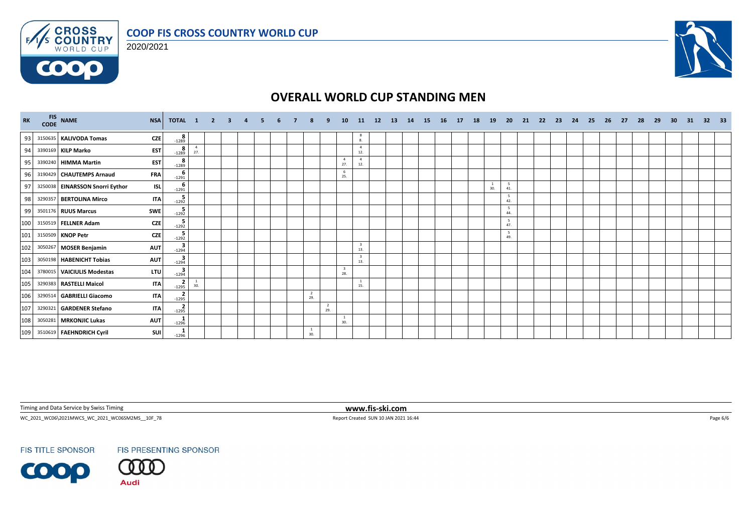# COOP FIS CROSS COUNTRY WORLD CUP

2020/2021

## OVERALL WORLD CUP STANDING MEN

| RK | FIS CODE | NAME | NSA | TOTAL | 1 | 2 | 3 | 4 | 5 | 6 | 7 | 8 | 9 | 10 | 11 | 12 | 13 | 14 | 15 | 16 | 17 | 18 | 19 | 20 | 21 | 22 | 23 | 24 | 25 | 26 | 27 | 28 | 29 | 30 | 31 | 32 | 33 |
|---|---|---|---|---|---|---|---|---|---|---|---|---|---|---|---|---|---|---|---|---|---|---|---|---|---|---|---|---|---|---|---|---|---|---|---|---|---|
| 93 | 3150635 | KALIVODA Tomas | CZE | 8 -1289 | | | | | | | | | | | 8 8. | | | | | | | | | | | | | | | | | | | | | | |
| 94 | 3390169 | KILP Marko | EST | 8 -1289 | 4 27. | | | | | | | | | | 4 12. | | | | | | | | | | | | | | | | | | | | | | |
| 95 | 3390240 | HIMMA Martin | EST | 8 -1289 | | | | | | | | | | 4 27. | 4 12. | | | | | | | | | | | | | | | | | | | | | | |
| 96 | 3190429 | CHAUTEMPS Arnaud | FRA | 6 -1291 | | | | | | | | | | 6 25. | | | | | | | | | | | | | | | | | | | | | | | |
| 97 | 3250038 | EINARSSON Snorri Eythor | ISL | 6 -1291 | | | | | | | | | | | | | | | | | | | 1 30. | 5 41. | | | | | | | | | | | | | |
| 98 | 3290357 | BERTOLINA Mirco | ITA | 5 -1292 | | | | | | | | | | | | | | | | | | | | 5 42. | | | | | | | | | | | | | |
| 99 | 3501176 | RUUS Marcus | SWE | 5 -1292 | | | | | | | | | | | | | | | | | | | | 5 44. | | | | | | | | | | | | | |
| 100 | 3150519 | FELLNER Adam | CZE | 5 -1292 | | | | | | | | | | | | | | | | | | | | 5 47. | | | | | | | | | | | | | |
| 101 | 3150509 | KNOP Petr | CZE | 5 -1292 | | | | | | | | | | | | | | | | | | | | 5 49. | | | | | | | | | | | | | |
| 102 | 3050267 | MOSER Benjamin | AUT | 3 -1294 | | | | | | | | | | | 3 13. | | | | | | | | | | | | | | | | | | | | | | |
| 103 | 3050198 | HABENICHT Tobias | AUT | 3 -1294 | | | | | | | | | | | 3 13. | | | | | | | | | | | | | | | | | | | | | | |
| 104 | 3780015 | VAICIULIS Modestas | LTU | 3 -1294 | | | | | | | | | | 3 28. | | | | | | | | | | | | | | | | | | | | | | | |
| 105 | 3290383 | RASTELLI Maicol | ITA | 2 -1295 | 1 30. | | | | | | | | | | 1 15. | | | | | | | | | | | | | | | | | | | | | | |
| 106 | 3290514 | GABRIELLI Giacomo | ITA | 2 -1295 | | | | | | | | 2 29. | | | | | | | | | | | | | | | | | | | | | | | | | |
| 107 | 3290321 | GARDENER Stefano | ITA | 2 -1295 | | | | | | | | | 2 29. | | | | | | | | | | | | | | | | | | | | | | | | |
| 108 | 3050281 | MRKONJIC Lukas | AUT | 1 -1296 | | | | | | | | | | 1 30. | | | | | | | | | | | | | | | | | | | | | | | |
| 109 | 3510619 | FAEHNDRICH Cyril | SUI | 1 -1296 | | | | | | | | 1 30. | | | | | | | | | | | | | | | | | | | | | | | | | |

FIS TITLE SPONSOR FIS PRESENTING SPONSOR